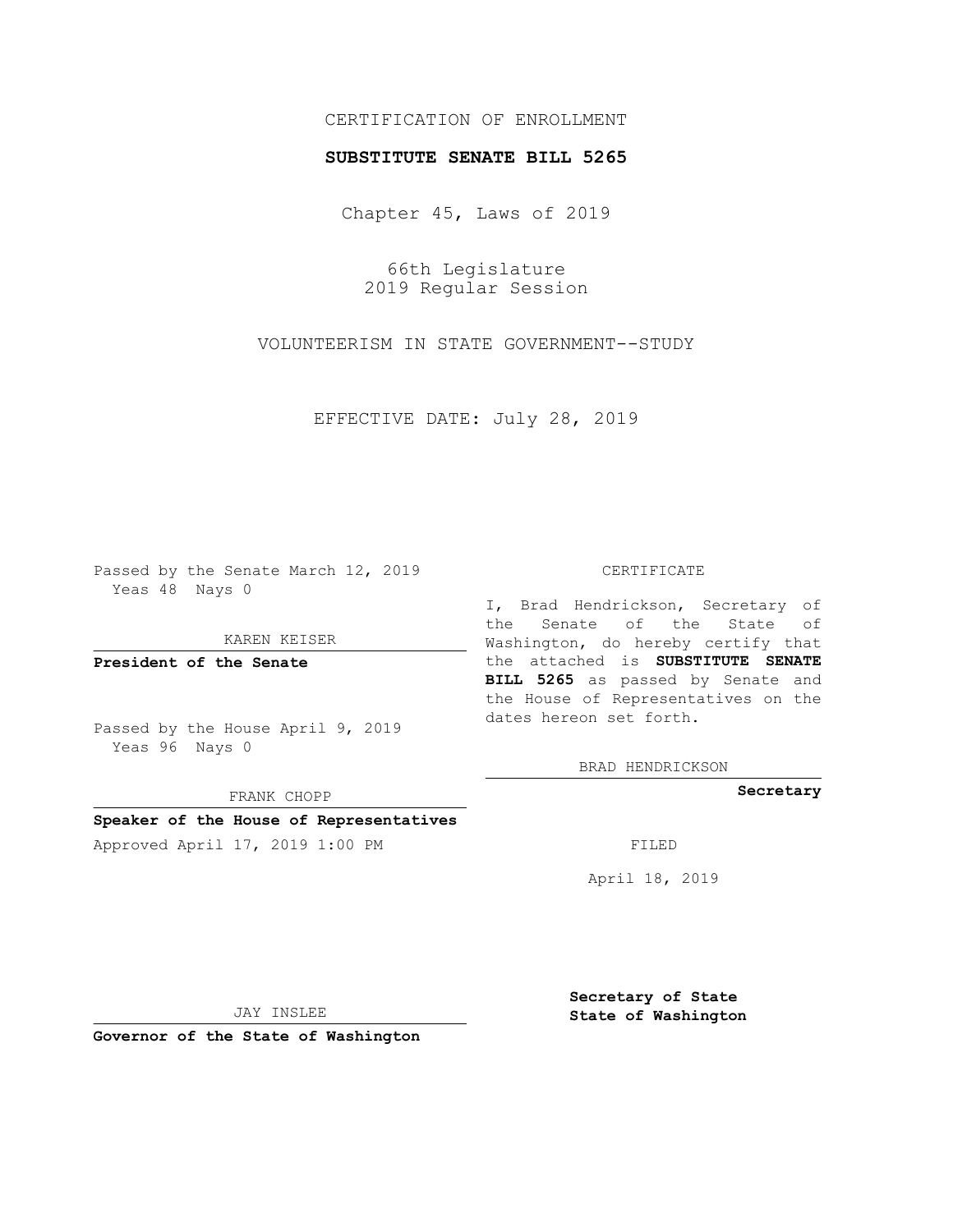CERTIFICATION OF ENROLLMENT

**SUBSTITUTE SENATE BILL 5265**

Chapter 45, Laws of 2019

66th Legislature
2019 Regular Session

VOLUNTEERISM IN STATE GOVERNMENT--STUDY

EFFECTIVE DATE: July 28, 2019

Passed by the Senate March 12, 2019
Yeas 48 Nays 0

KAREN KEISER

**President of the Senate**

Passed by the House April 9, 2019
Yeas 96 Nays 0

FRANK CHOPP

**Speaker of the House of Representatives**

Approved April 17, 2019 1:00 PM

JAY INSLEE

**Governor of the State of Washington**

CERTIFICATE

I, Brad Hendrickson, Secretary of the Senate of the State of Washington, do hereby certify that the attached is **SUBSTITUTE SENATE BILL 5265** as passed by Senate and the House of Representatives on the dates hereon set forth.

BRAD HENDRICKSON

**Secretary**

FILED

April 18, 2019

**Secretary of State**
**State of Washington**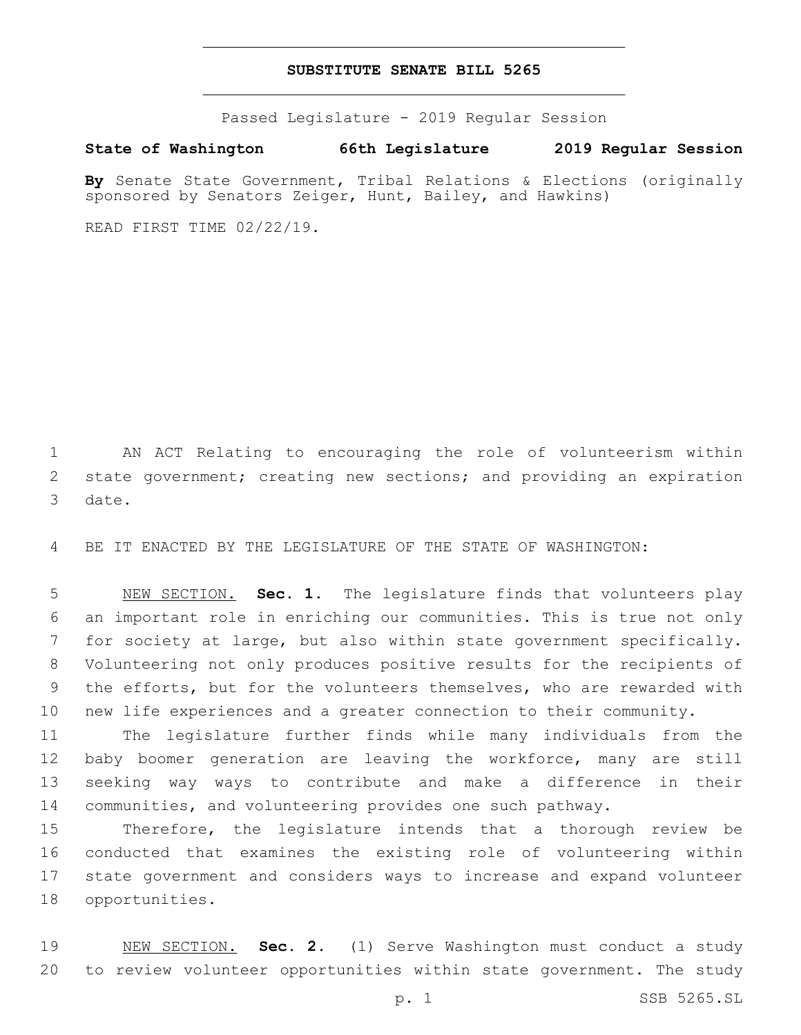# SUBSTITUTE SENATE BILL 5265

Passed Legislature - 2019 Regular Session

**State of Washington 66th Legislature 2019 Regular Session**

**By** Senate State Government, Tribal Relations & Elections (originally sponsored by Senators Zeiger, Hunt, Bailey, and Hawkins)

READ FIRST TIME 02/22/19.

AN ACT Relating to encouraging the role of volunteerism within state government; creating new sections; and providing an expiration date.

BE IT ENACTED BY THE LEGISLATURE OF THE STATE OF WASHINGTON:

NEW SECTION. **Sec. 1.** The legislature finds that volunteers play an important role in enriching our communities. This is true not only for society at large, but also within state government specifically. Volunteering not only produces positive results for the recipients of the efforts, but for the volunteers themselves, who are rewarded with new life experiences and a greater connection to their community.

The legislature further finds while many individuals from the baby boomer generation are leaving the workforce, many are still seeking way ways to contribute and make a difference in their communities, and volunteering provides one such pathway.

Therefore, the legislature intends that a thorough review be conducted that examines the existing role of volunteering within state government and considers ways to increase and expand volunteer opportunities.

NEW SECTION. **Sec. 2.** (1) Serve Washington must conduct a study to review volunteer opportunities within state government. The study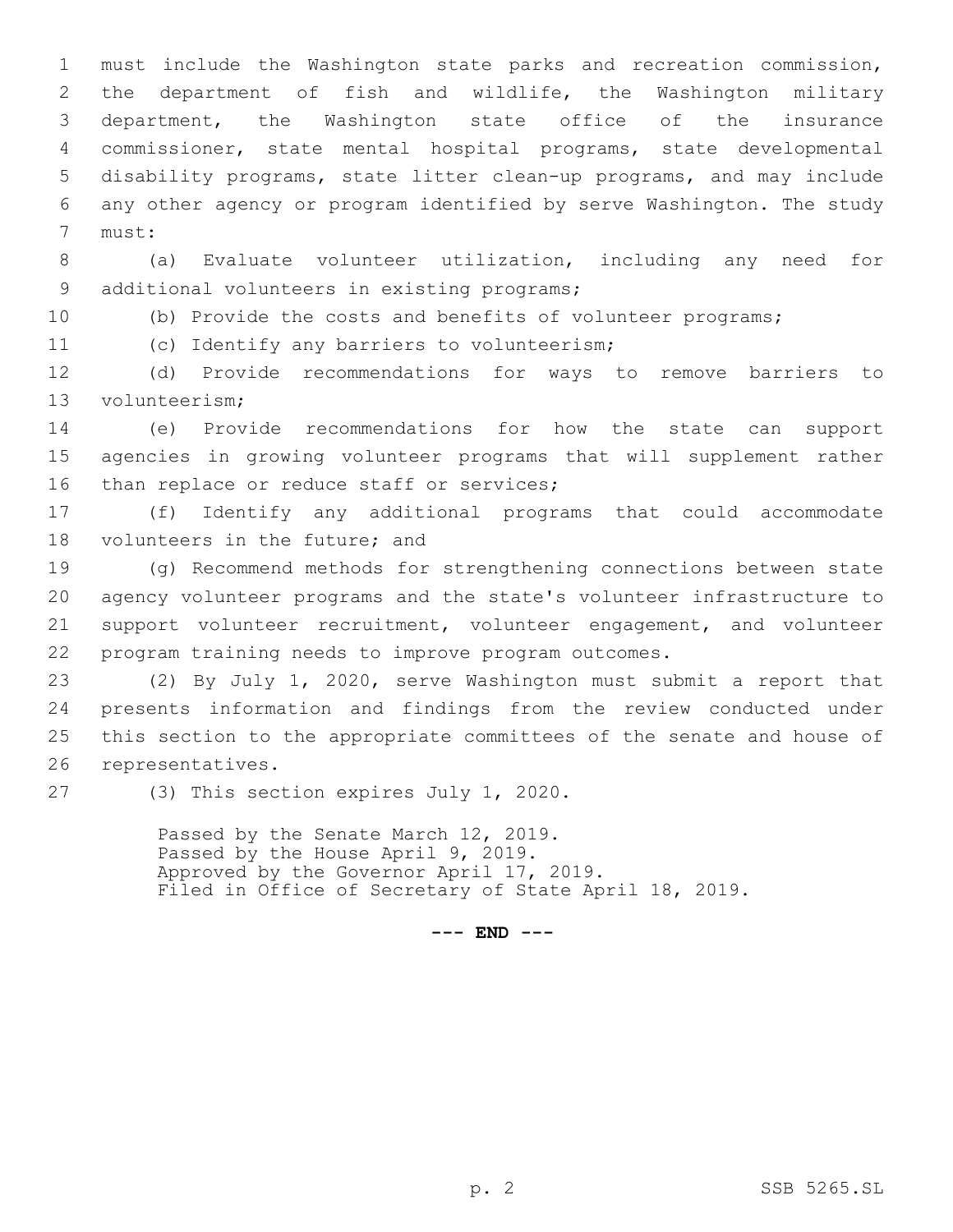must include the Washington state parks and recreation commission, the department of fish and wildlife, the Washington military department, the Washington state office of the insurance commissioner, state mental hospital programs, state developmental disability programs, state litter clean-up programs, and may include any other agency or program identified by serve Washington. The study must:

(a) Evaluate volunteer utilization, including any need for additional volunteers in existing programs;

(b) Provide the costs and benefits of volunteer programs;

(c) Identify any barriers to volunteerism;

(d) Provide recommendations for ways to remove barriers to volunteerism;

(e) Provide recommendations for how the state can support agencies in growing volunteer programs that will supplement rather than replace or reduce staff or services;

(f) Identify any additional programs that could accommodate volunteers in the future; and

(g) Recommend methods for strengthening connections between state agency volunteer programs and the state's volunteer infrastructure to support volunteer recruitment, volunteer engagement, and volunteer program training needs to improve program outcomes.

(2) By July 1, 2020, serve Washington must submit a report that presents information and findings from the review conducted under this section to the appropriate committees of the senate and house of representatives.

(3) This section expires July 1, 2020.

Passed by the Senate March 12, 2019.
Passed by the House April 9, 2019.
Approved by the Governor April 17, 2019.
Filed in Office of Secretary of State April 18, 2019.

**--- END ---**